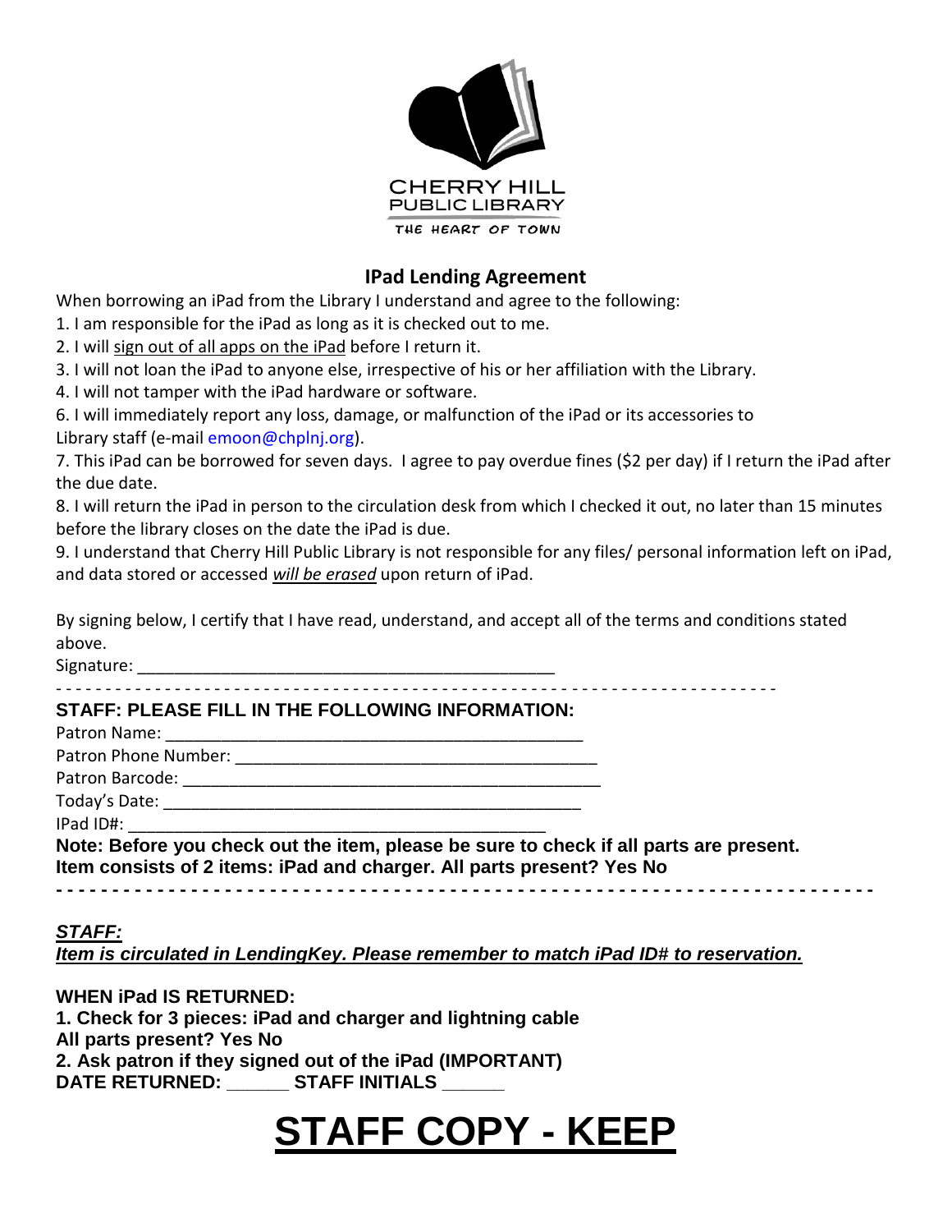CHERRY HILL
PUBLIC LIBRARY
THE HEART OF TOWN

## IPad Lending Agreement

When borrowing an iPad from the Library I understand and agree to the following:

1. I am responsible for the iPad as long as it is checked out to me.
2. I will <u>sign out of all apps on the iPad</u> before I return it.
3. I will not loan the iPad to anyone else, irrespective of his or her affiliation with the Library.
4. I will not tamper with the iPad hardware or software.

6. I will immediately report any loss, damage, or malfunction of the iPad or its accessories to Library staff (e-mail emoon@chplnj.org).
7. This iPad can be borrowed for seven days. I agree to pay overdue fines ($2 per day) if I return the iPad after the due date.
8. I will return the iPad in person to the circulation desk from which I checked it out, no later than 15 minutes before the library closes on the date the iPad is due.
9. I understand that Cherry Hill Public Library is not responsible for any files/ personal information left on iPad, and data stored or accessed ***<u>will be erased</u>*** upon return of iPad.

By signing below, I certify that I have read, understand, and accept all of the terms and conditions stated above.

Signature: ___________________________________________

- - - - - - - - - - - - - - - - - - - - - - - - - - - - - - - - - - - - - - - - - - - - - - - - - - - - - - - - - - - - - - - - - - - - - - -

**STAFF: PLEASE FILL IN THE FOLLOWING INFORMATION:**

Patron Name: ___________________________________________

Patron Phone Number: ______________________________________

Patron Barcode: _____________________________________________

Today's Date: ___________________________________________

IPad ID#: ___________________________________________

**Note: Before you check out the item, please be sure to check if all parts are present.**
**Item consists of 2 items: iPad and charger. All parts present? Yes No**

**- - - - - - - - - - - - - - - - - - - - - - - - - - - - - - - - - - - - - - - - - - - - - - - - - - - - - - - - - - - - - - - - - - - - - - -**

***<u>STAFF:</u>***

***<u>Item is circulated in LendingKey. Please remember to match iPad ID# to reservation.</u>***

**WHEN iPad IS RETURNED:**
**1. Check for 3 pieces: iPad and charger and lightning cable**
**All parts present? Yes No**
**2. Ask patron if they signed out of the iPad (IMPORTANT)**
**DATE RETURNED: ______ STAFF INITIALS ______**

# <u>STAFF COPY - KEEP</u>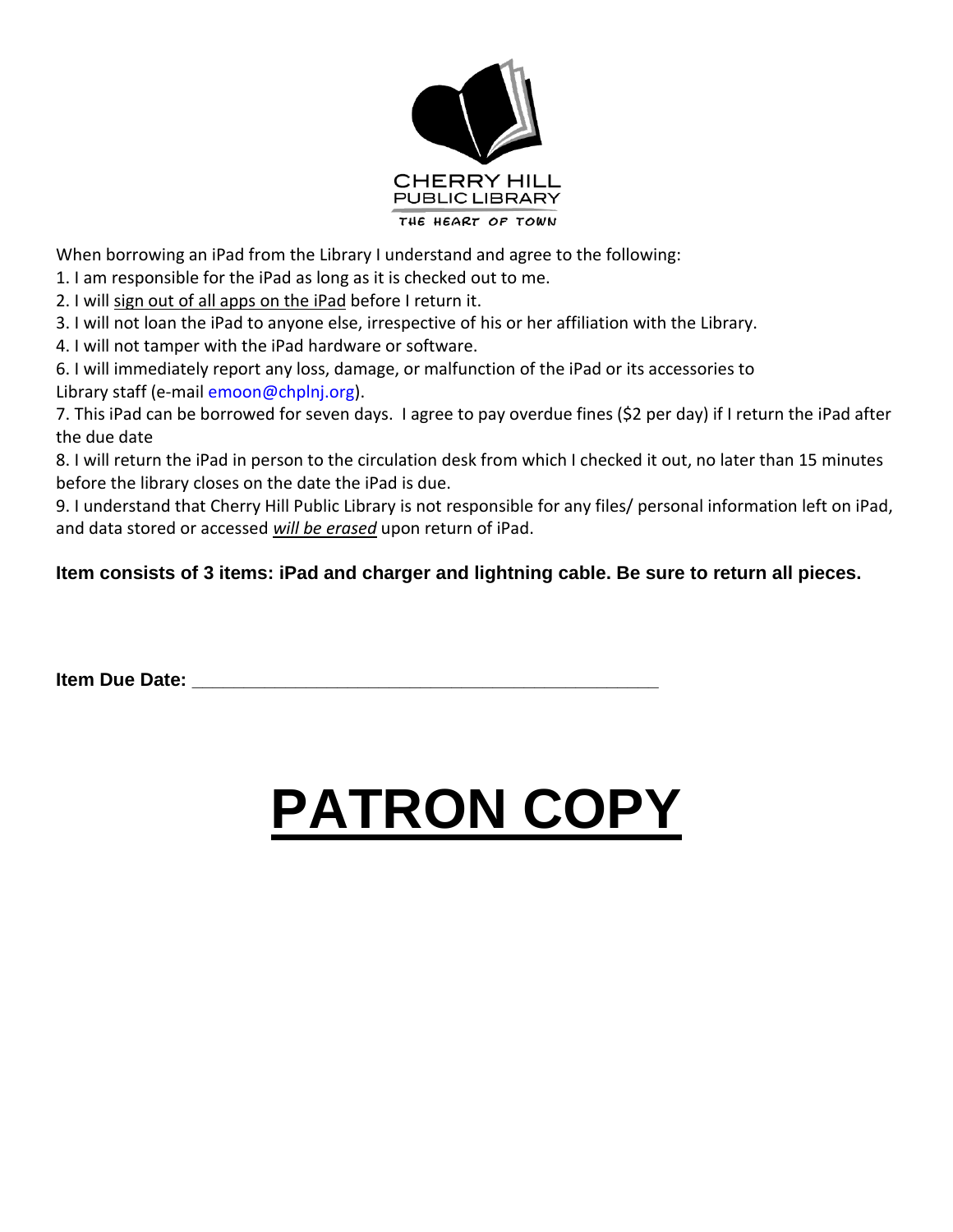CHERRY HILL
PUBLIC LIBRARY
THE HEART OF TOWN

When borrowing an iPad from the Library I understand and agree to the following:

1. I am responsible for the iPad as long as it is checked out to me.
2. I will sign out of all apps on the iPad before I return it.
3. I will not loan the iPad to anyone else, irrespective of his or her affiliation with the Library.
4. I will not tamper with the iPad hardware or software.

6. I will immediately report any loss, damage, or malfunction of the iPad or its accessories to Library staff (e-mail emoon@chplnj.org).
7. This iPad can be borrowed for seven days. I agree to pay overdue fines ($2 per day) if I return the iPad after the due date
8. I will return the iPad in person to the circulation desk from which I checked it out, no later than 15 minutes before the library closes on the date the iPad is due.
9. I understand that Cherry Hill Public Library is not responsible for any files/ personal information left on iPad, and data stored or accessed ***will be erased*** upon return of iPad.

**Item consists of 3 items: iPad and charger and lightning cable. Be sure to return all pieces.**

**Item Due Date: ______________________________________________**

# PATRON COPY